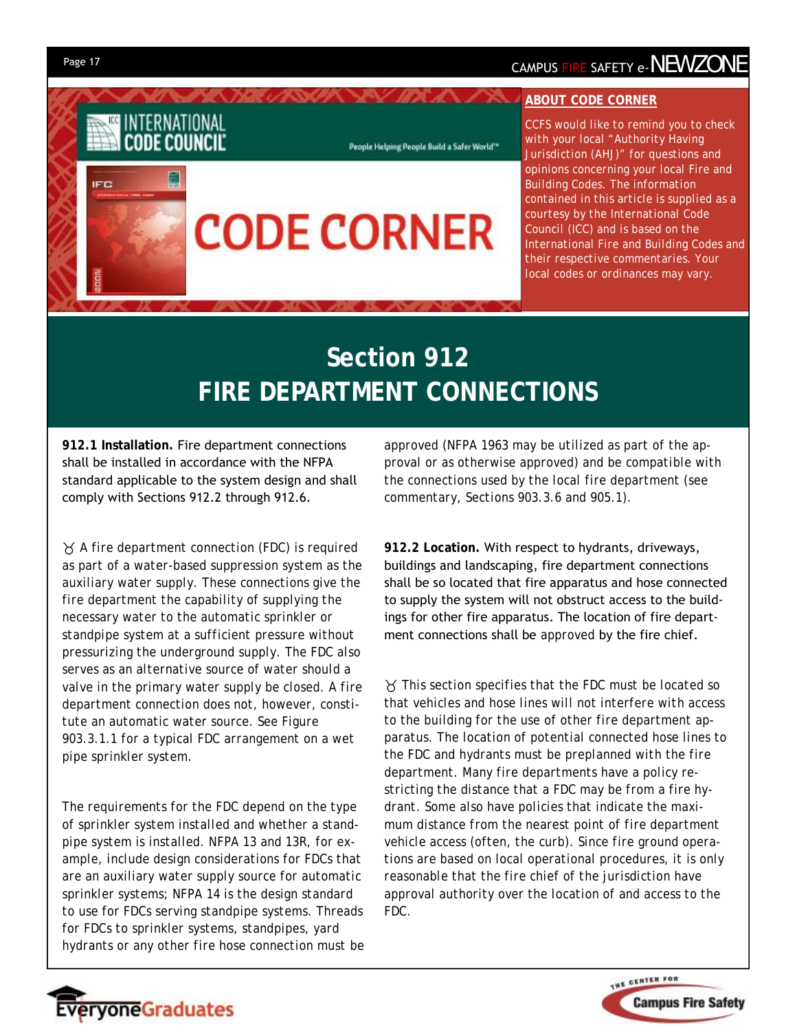# CODE CORNER

INTERNATIONAL CODE COUNCIL

People Helping People Build a Safer World™

## ABOUT CODE CORNER

CCFS would like to remind you to check with your local "Authority Having Jurisdiction (AHJ)" for questions and opinions concerning your local Fire and Building Codes. The information contained in this article is supplied as a courtesy by the International Code Council (ICC) and is based on the International Fire and Building Codes and their respective commentaries. Your local codes or ordinances may vary.

# Section 912
# FIRE DEPARTMENT CONNECTIONS

**912.1 Installation.** Fire department connections shall be installed in accordance with the NFPA standard applicable to the system design and shall comply with Sections 912.2 through 912.6.

ᵙ A fire department connection (FDC) is required as part of a water-based suppression system as the auxiliary water supply. These connections give the fire department the capability of supplying the necessary water to the automatic sprinkler or standpipe system at a sufficient pressure without pressurizing the underground supply. The FDC also serves as an alternative source of water should a valve in the primary water supply be closed. A fire department connection does not, however, constitute an automatic water source. See Figure 903.3.1.1 for a typical FDC arrangement on a wet pipe sprinkler system.

The requirements for the FDC depend on the type of sprinkler system installed and whether a standpipe system is installed. NFPA 13 and 13R, for example, include design considerations for FDCs that are an auxiliary water supply source for automatic sprinkler systems; NFPA 14 is the design standard to use for FDCs serving standpipe systems. Threads for FDCs to sprinkler systems, standpipes, yard hydrants or any other fire hose connection must be approved (NFPA 1963 may be utilized as part of the approval or as otherwise approved) and be compatible with the connections used by the local fire department (see commentary, Sections 903.3.6 and 905.1).

**912.2 Location.** With respect to hydrants, driveways, buildings and landscaping, fire department connections shall be so located that fire apparatus and hose connected to supply the system will not obstruct access to the buildings for other fire apparatus. The location of fire department connections shall be approved by the fire chief.

ᵙ This section specifies that the FDC must be located so that vehicles and hose lines will not interfere with access to the building for the use of other fire department apparatus. The location of potential connected hose lines to the FDC and hydrants must be preplanned with the fire department. Many fire departments have a policy restricting the distance that a FDC may be from a fire hydrant. Some also have policies that indicate the maximum distance from the nearest point of fire department vehicle access (often, the curb). Since fire ground operations are based on local operational procedures, it is only reasonable that the fire chief of the jurisdiction have approval authority over the location of and access to the FDC.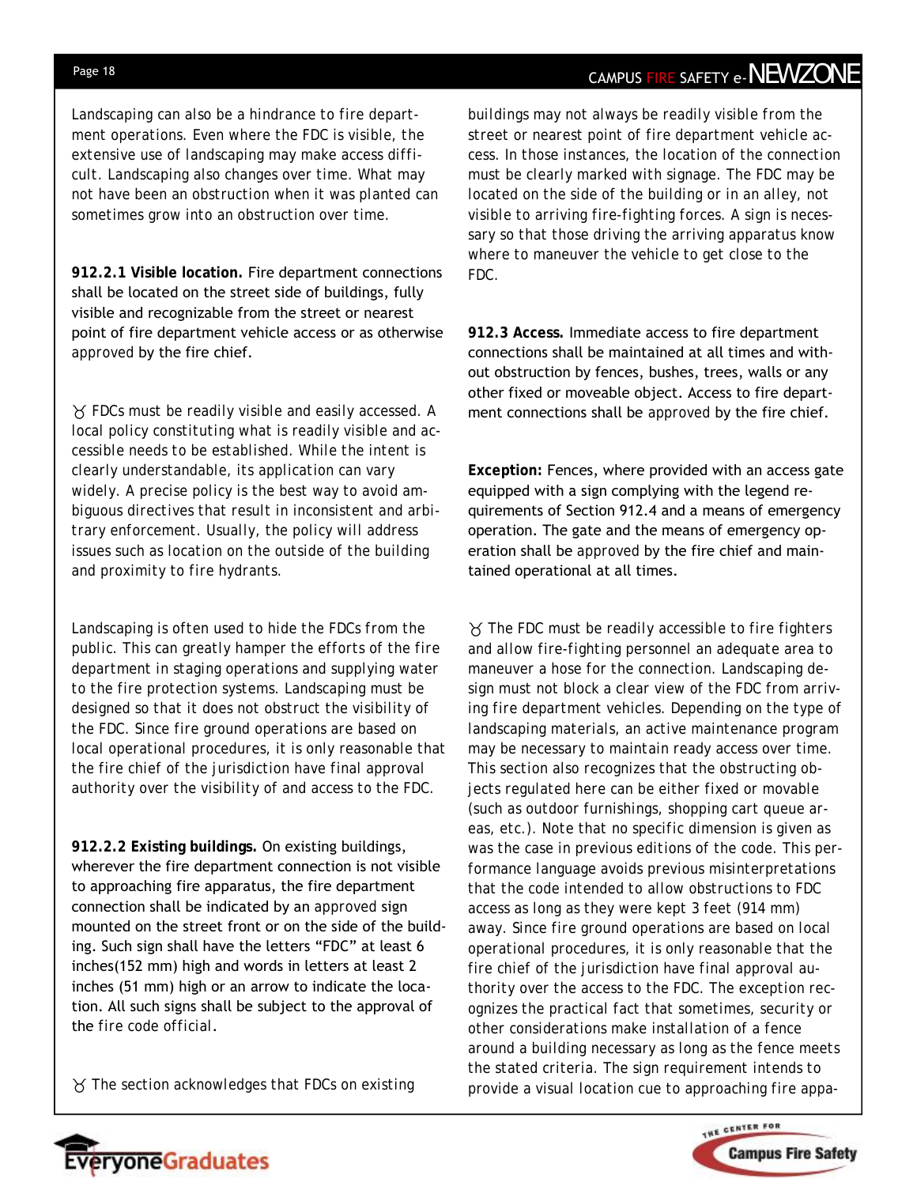Landscaping can also be a hindrance to fire department operations. Even where the FDC is visible, the extensive use of landscaping may make access difficult. Landscaping also changes over time. What may not have been an obstruction when it was planted can sometimes grow into an obstruction over time.

**912.2.1 Visible location.** Fire department connections shall be located on the street side of buildings, fully visible and recognizable from the street or nearest point of fire department vehicle access or as otherwise approved by the fire chief.

ᵹ FDCs must be readily visible and easily accessed. A local policy constituting what is readily visible and accessible needs to be established. While the intent is clearly understandable, its application can vary widely. A precise policy is the best way to avoid ambiguous directives that result in inconsistent and arbitrary enforcement. Usually, the policy will address issues such as location on the outside of the building and proximity to fire hydrants.

Landscaping is often used to hide the FDCs from the public. This can greatly hamper the efforts of the fire department in staging operations and supplying water to the fire protection systems. Landscaping must be designed so that it does not obstruct the visibility of the FDC. Since fire ground operations are based on local operational procedures, it is only reasonable that the fire chief of the jurisdiction have final approval authority over the visibility of and access to the FDC.

**912.2.2 Existing buildings.** On existing buildings, wherever the fire department connection is not visible to approaching fire apparatus, the fire department connection shall be indicated by an approved sign mounted on the street front or on the side of the building. Such sign shall have the letters "FDC" at least 6 inches(152 mm) high and words in letters at least 2 inches (51 mm) high or an arrow to indicate the location. All such signs shall be subject to the approval of the fire code official.

ᵹ The section acknowledges that FDCs on existing buildings may not always be readily visible from the street or nearest point of fire department vehicle access. In those instances, the location of the connection must be clearly marked with signage. The FDC may be located on the side of the building or in an alley, not visible to arriving fire-fighting forces. A sign is necessary so that those driving the arriving apparatus know where to maneuver the vehicle to get close to the FDC.

**912.3 Access.** Immediate access to fire department connections shall be maintained at all times and without obstruction by fences, bushes, trees, walls or any other fixed or moveable object. Access to fire department connections shall be approved by the fire chief.

**Exception:** Fences, where provided with an access gate equipped with a sign complying with the legend requirements of Section 912.4 and a means of emergency operation. The gate and the means of emergency operation shall be approved by the fire chief and maintained operational at all times.

ᵹ The FDC must be readily accessible to fire fighters and allow fire-fighting personnel an adequate area to maneuver a hose for the connection. Landscaping design must not block a clear view of the FDC from arriving fire department vehicles. Depending on the type of landscaping materials, an active maintenance program may be necessary to maintain ready access over time. This section also recognizes that the obstructing objects regulated here can be either fixed or movable (such as outdoor furnishings, shopping cart queue areas, etc.). Note that no specific dimension is given as was the case in previous editions of the code. This performance language avoids previous misinterpretations that the code intended to allow obstructions to FDC access as long as they were kept 3 feet (914 mm) away. Since fire ground operations are based on local operational procedures, it is only reasonable that the fire chief of the jurisdiction have final approval authority over the access to the FDC. The exception recognizes the practical fact that sometimes, security or other considerations make installation of a fence around a building necessary as long as the fence meets the stated criteria. The sign requirement intends to provide a visual location cue to approaching fire appa-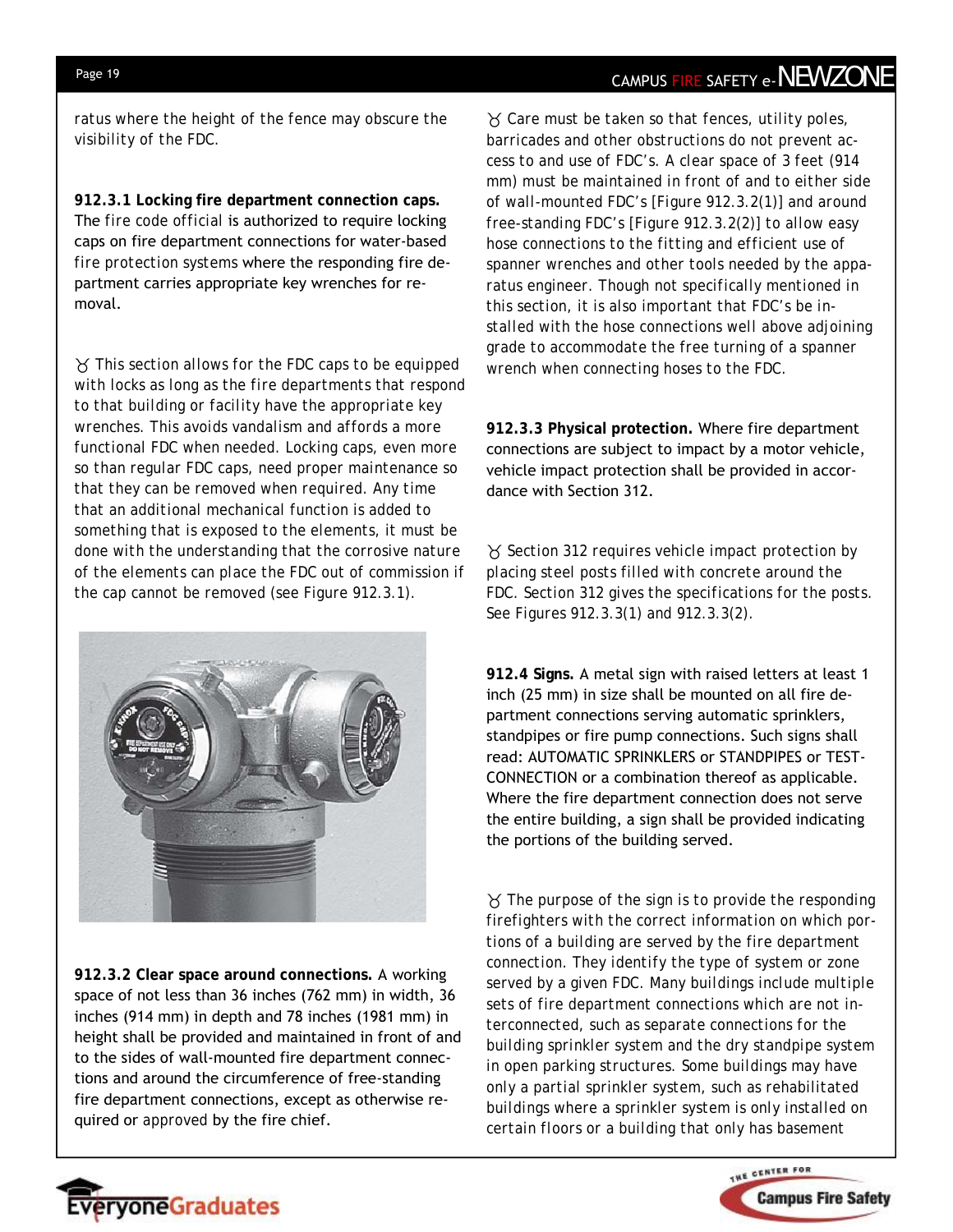ratus where the height of the fence may obscure the visibility of the FDC.

**912.3.1 Locking fire department connection caps.** The fire code official is authorized to require locking caps on fire department connections for water-based fire protection systems where the responding fire department carries appropriate key wrenches for removal.

This section allows for the FDC caps to be equipped with locks as long as the fire departments that respond to that building or facility have the appropriate key wrenches. This avoids vandalism and affords a more functional FDC when needed. Locking caps, even more so than regular FDC caps, need proper maintenance so that they can be removed when required. Any time that an additional mechanical function is added to something that is exposed to the elements, it must be done with the understanding that the corrosive nature of the elements can place the FDC out of commission if the cap cannot be removed (see Figure 912.3.1).

**912.3.2 Clear space around connections.** A working space of not less than 36 inches (762 mm) in width, 36 inches (914 mm) in depth and 78 inches (1981 mm) in height shall be provided and maintained in front of and to the sides of wall-mounted fire department connections and around the circumference of free-standing fire department connections, except as otherwise required or approved by the fire chief.

Care must be taken so that fences, utility poles, barricades and other obstructions do not prevent access to and use of FDC's. A clear space of 3 feet (914 mm) must be maintained in front of and to either side of wall-mounted FDC's [Figure 912.3.2(1)] and around free-standing FDC's [Figure 912.3.2(2)] to allow easy hose connections to the fitting and efficient use of spanner wrenches and other tools needed by the apparatus engineer. Though not specifically mentioned in this section, it is also important that FDC's be installed with the hose connections well above adjoining grade to accommodate the free turning of a spanner wrench when connecting hoses to the FDC.

**912.3.3 Physical protection.** Where fire department connections are subject to impact by a motor vehicle, vehicle impact protection shall be provided in accordance with Section 312.

Section 312 requires vehicle impact protection by placing steel posts filled with concrete around the FDC. Section 312 gives the specifications for the posts. See Figures 912.3.3(1) and 912.3.3(2).

**912.4 Signs.** A metal sign with raised letters at least 1 inch (25 mm) in size shall be mounted on all fire department connections serving automatic sprinklers, standpipes or fire pump connections. Such signs shall read: AUTOMATIC SPRINKLERS or STANDPIPES or TEST-CONNECTION or a combination thereof as applicable. Where the fire department connection does not serve the entire building, a sign shall be provided indicating the portions of the building served.

The purpose of the sign is to provide the responding firefighters with the correct information on which portions of a building are served by the fire department connection. They identify the type of system or zone served by a given FDC. Many buildings include multiple sets of fire department connections which are not interconnected, such as separate connections for the building sprinkler system and the dry standpipe system in open parking structures. Some buildings may have only a partial sprinkler system, such as rehabilitated buildings where a sprinkler system is only installed on certain floors or a building that only has basement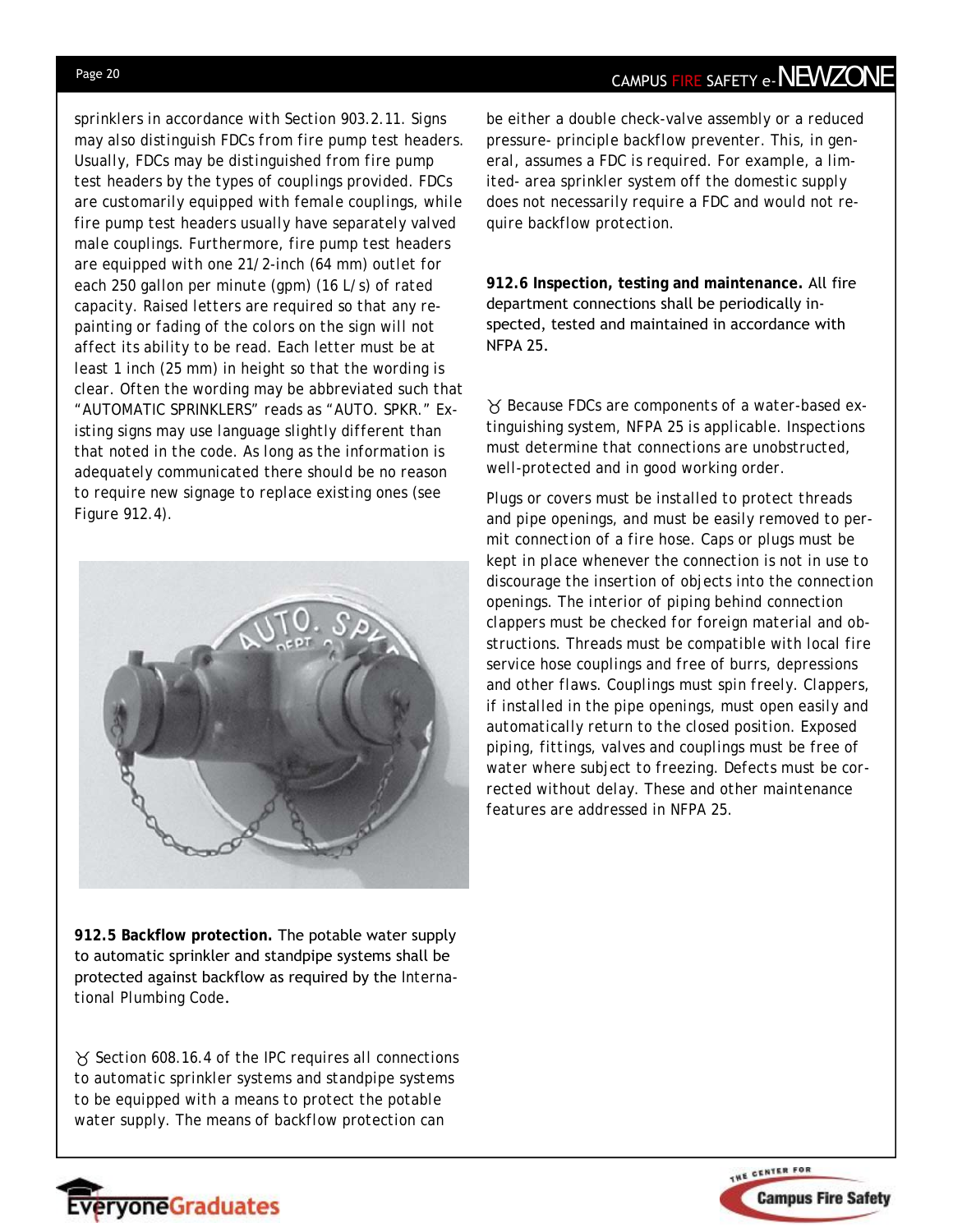sprinklers in accordance with Section 903.2.11. Signs may also distinguish FDCs from fire pump test headers. Usually, FDCs may be distinguished from fire pump test headers by the types of couplings provided. FDCs are customarily equipped with female couplings, while fire pump test headers usually have separately valved male couplings. Furthermore, fire pump test headers are equipped with one 21/2-inch (64 mm) outlet for each 250 gallon per minute (gpm) (16 L/s) of rated capacity. Raised letters are required so that any repainting or fading of the colors on the sign will not affect its ability to be read. Each letter must be at least 1 inch (25 mm) in height so that the wording is clear. Often the wording may be abbreviated such that "AUTOMATIC SPRINKLERS" reads as "AUTO. SPKR." Existing signs may use language slightly different than that noted in the code. As long as the information is adequately communicated there should be no reason to require new signage to replace existing ones (see Figure 912.4).

**912.5 Backflow protection.** The potable water supply to automatic sprinkler and standpipe systems shall be protected against backflow as required by the *International Plumbing Code*.

Section 608.16.4 of the IPC requires all connections to automatic sprinkler systems and standpipe systems to be equipped with a means to protect the potable water supply. The means of backflow protection can be either a double check-valve assembly or a reduced pressure- principle backflow preventer. This, in general, assumes a FDC is required. For example, a limited- area sprinkler system off the domestic supply does not necessarily require a FDC and would not require backflow protection.

**912.6 Inspection, testing and maintenance.** All fire department connections shall be periodically inspected, tested and maintained in accordance with NFPA 25.

Because FDCs are components of a water-based extinguishing system, NFPA 25 is applicable. Inspections must determine that connections are unobstructed, well-protected and in good working order.

Plugs or covers must be installed to protect threads and pipe openings, and must be easily removed to permit connection of a fire hose. Caps or plugs must be kept in place whenever the connection is not in use to discourage the insertion of objects into the connection openings. The interior of piping behind connection clappers must be checked for foreign material and obstructions. Threads must be compatible with local fire service hose couplings and free of burrs, depressions and other flaws. Couplings must spin freely. Clappers, if installed in the pipe openings, must open easily and automatically return to the closed position. Exposed piping, fittings, valves and couplings must be free of water where subject to freezing. Defects must be corrected without delay. These and other maintenance features are addressed in NFPA 25.